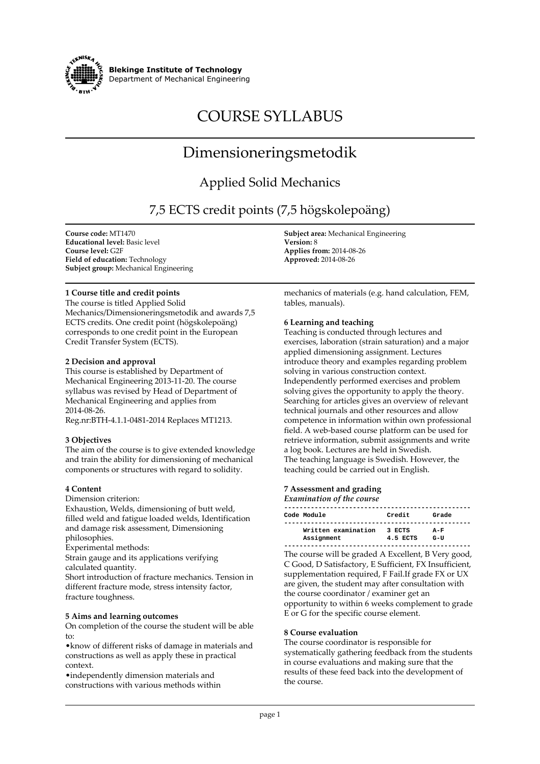**Blekinge Institute of Technology**
Department of Mechanical Engineering

# COURSE SYLLABUS

# Dimensioneringsmetodik

## Applied Solid Mechanics

## 7,5 ECTS credit points (7,5 högskolepoäng)

**Course code:** MT1470
**Educational level:** Basic level
**Course level:** G2F
**Field of education:** Technology
**Subject group:** Mechanical Engineering

**Subject area:** Mechanical Engineering
**Version:** 8
**Applies from:** 2014-08-26
**Approved:** 2014-08-26

### 1 Course title and credit points

The course is titled Applied Solid Mechanics/Dimensioneringsmetodik and awards 7,5 ECTS credits. One credit point (högskolepoäng) corresponds to one credit point in the European Credit Transfer System (ECTS).

### 2 Decision and approval

This course is established by Department of Mechanical Engineering 2013-11-20. The course syllabus was revised by Head of Department of Mechanical Engineering and applies from 2014-08-26.
Reg.nr:BTH-4.1.1-0481-2014 Replaces MT1213.

### 3 Objectives

The aim of the course is to give extended knowledge and train the ability for dimensioning of mechanical components or structures with regard to solidity.

### 4 Content

Dimension criterion:
Exhaustion, Welds, dimensioning of butt weld, filled weld and fatigue loaded welds, Identification and damage risk assessment, Dimensioning philosophies.
Experimental methods:
Strain gauge and its applications verifying calculated quantity.
Short introduction of fracture mechanics. Tension in different fracture mode, stress intensity factor, fracture toughness.

### 5 Aims and learning outcomes

On completion of the course the student will be able to:

- know of different risks of damage in materials and constructions as well as apply these in practical context.
- independently dimension materials and constructions with various methods within mechanics of materials (e.g. hand calculation, FEM, tables, manuals).

### 6 Learning and teaching

Teaching is conducted through lectures and exercises, laboration (strain saturation) and a major applied dimensioning assignment. Lectures introduce theory and examples regarding problem solving in various construction context. Independently performed exercises and problem solving gives the opportunity to apply the theory. Searching for articles gives an overview of relevant technical journals and other resources and allow competence in information within own professional field. A web-based course platform can be used for retrieve information, submit assignments and write a log book. Lectures are held in Swedish.
The teaching language is Swedish. However, the teaching could be carried out in English.

### 7 Assessment and grading

*Examination of the course*

| Code | Module | Credit | Grade |
|---|---|---|---|
| | Written examination | 3 ECTS | A-F |
| | Assignment | 4.5 ECTS | G-U |

The course will be graded A Excellent, B Very good, C Good, D Satisfactory, E Sufficient, FX Insufficient, supplementation required, F Fail.If grade FX or UX are given, the student may after consultation with the course coordinator / examiner get an opportunity to within 6 weeks complement to grade E or G for the specific course element.

### 8 Course evaluation

The course coordinator is responsible for systematically gathering feedback from the students in course evaluations and making sure that the results of these feed back into the development of the course.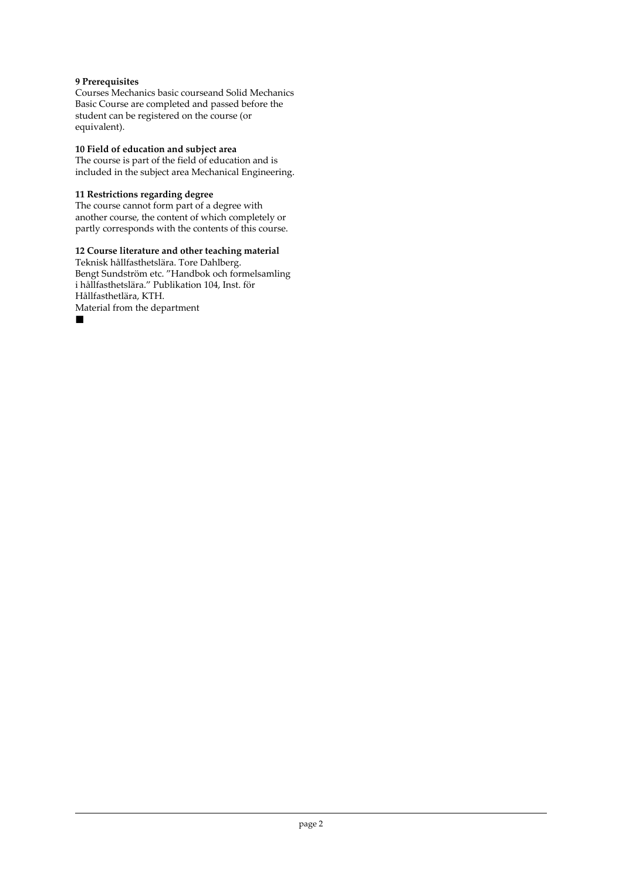**9 Prerequisites**

Courses Mechanics basic courseand Solid Mechanics Basic Course are completed and passed before the student can be registered on the course (or equivalent).

**10 Field of education and subject area**

The course is part of the field of education and is included in the subject area Mechanical Engineering.

**11 Restrictions regarding degree**

The course cannot form part of a degree with another course, the content of which completely or partly corresponds with the contents of this course.

**12 Course literature and other teaching material**

Teknisk hållfasthetslära. Tore Dahlberg.
Bengt Sundström etc. "Handbok och formelsamling i hållfasthetslära." Publikation 104, Inst. för Hållfasthetlära, KTH.
Material from the department

■